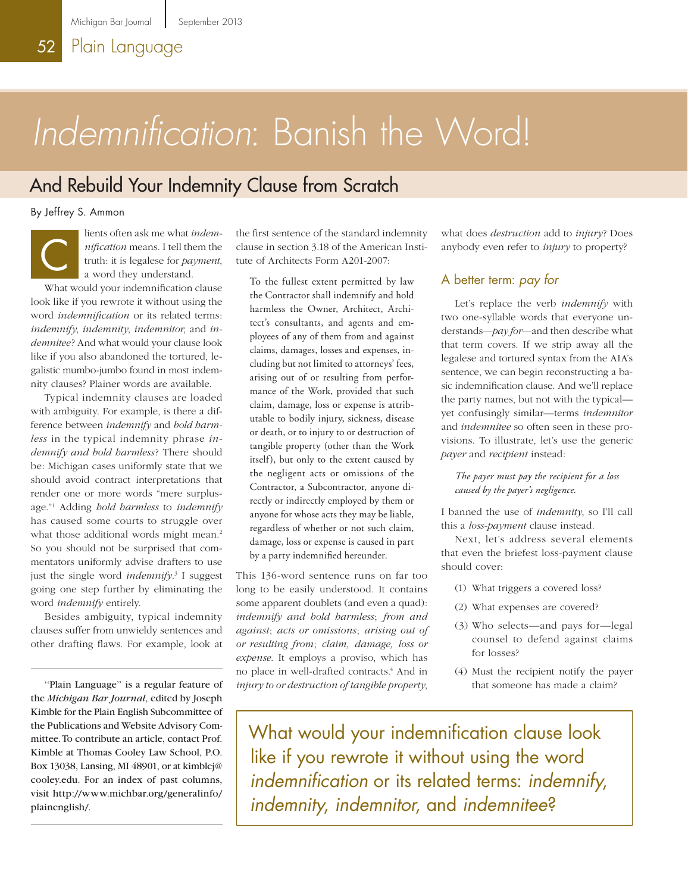# *Indemnification*: Banish the Word!

## And Rebuild Your Indemnity Clause from Scratch

By Jeffrey S. Ammon

Clients often ask me what *indemnification* means. I tell them the truth: it is legalese for *payment*, a word they understand.

What would your indemnification clause look like if you rewrote it without using the word *indemnification* or its related terms: *indemnify*, *indemnity*, *indemnitor*, and *indemnitee*? And what would your clause look like if you also abandoned the tortured, legalistic mumbo-jumbo found in most indemnity clauses? Plainer words are available.

Typical indemnity clauses are loaded with ambiguity. For example, is there a difference between *indemnify* and *hold harmless* in the typical indemnity phrase *indemnify and hold harmless*? There should be: Michigan cases uniformly state that we should avoid contract interpretations that render one or more words "mere surplusage."[1] Adding *hold harmless* to *indemnify* has caused some courts to struggle over what those additional words might mean.[2] So you should not be surprised that commentators uniformly advise drafters to use just the single word *indemnify*.[3] I suggest going one step further by eliminating the word *indemnify* entirely.

Besides ambiguity, typical indemnity clauses suffer from unwieldy sentences and other drafting flaws. For example, look at the first sentence of the standard indemnity clause in section 3.18 of the American Institute of Architects Form A201-2007:

> To the fullest extent permitted by law the Contractor shall indemnify and hold harmless the Owner, Architect, Architect's consultants, and agents and employees of any of them from and against claims, damages, losses and expenses, including but not limited to attorneys' fees, arising out of or resulting from performance of the Work, provided that such claim, damage, loss or expense is attributable to bodily injury, sickness, disease or death, or to injury to or destruction of tangible property (other than the Work itself), but only to the extent caused by the negligent acts or omissions of the Contractor, a Subcontractor, anyone directly or indirectly employed by them or anyone for whose acts they may be liable, regardless of whether or not such claim, damage, loss or expense is caused in part by a party indemnified hereunder.

This 136-word sentence runs on far too long to be easily understood. It contains some apparent doublets (and even a quad): *indemnify and hold harmless*; *from and against*; *acts or omissions*; *arising out of or resulting from*; *claim, damage, loss or expense*. It employs a proviso, which has no place in well-drafted contracts.[4] And in *injury to or destruction of tangible property*, what does *destruction* add to *injury*? Does anybody even refer to *injury* to property?

### A better term: *pay for*

Let's replace the verb *indemnify* with two one-syllable words that everyone understands—*pay for*—and then describe what that term covers. If we strip away all the legalese and tortured syntax from the AIA's sentence, we can begin reconstructing a basic indemnification clause. And we'll replace the party names, but not with the typical—yet confusingly similar—terms *indemnitor* and *indemnitee* so often seen in these provisions. To illustrate, let's use the generic *payer* and *recipient* instead:

> *The payer must pay the recipient for a loss caused by the payer's negligence.*

I banned the use of *indemnity*, so I'll call this a *loss-payment* clause instead.

Next, let's address several elements that even the briefest loss-payment clause should cover:

(1) What triggers a covered loss?

(2) What expenses are covered?

(3) Who selects—and pays for—legal counsel to defend against claims for losses?

(4) Must the recipient notify the payer that someone has made a claim?

> What would your indemnification clause look like if you rewrote it without using the word *indemnification* or its related terms: *indemnify, indemnity, indemnitor,* and *indemnitee*?

---

"Plain Language" is a regular feature of the *Michigan Bar Journal*, edited by Joseph Kimble for the Plain English Subcommittee of the Publications and Website Advisory Committee. To contribute an article, contact Prof. Kimble at Thomas Cooley Law School, P.O. Box 13038, Lansing, MI 48901, or at kimblej@cooley.edu. For an index of past columns, visit http://www.michbar.org/generalinfo/plainenglish/.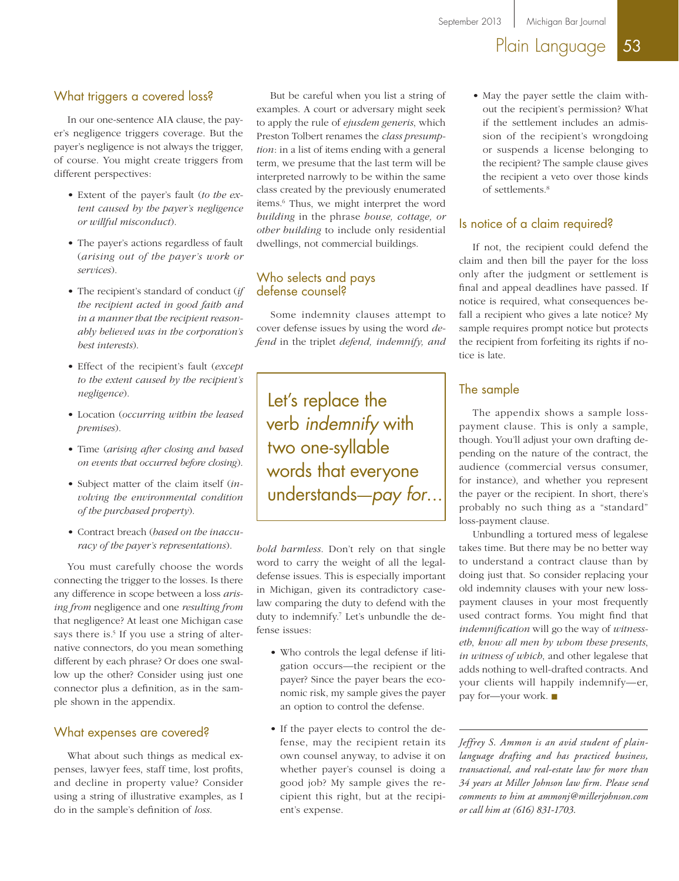## What triggers a covered loss?

In our one-sentence AIA clause, the payer's negligence triggers coverage. But the payer's negligence is not always the trigger, of course. You might create triggers from different perspectives:

- Extent of the payer's fault (*to the extent caused by the payer's negligence or willful misconduct*).
- The payer's actions regardless of fault (*arising out of the payer's work or services*).
- The recipient's standard of conduct (*if the recipient acted in good faith and in a manner that the recipient reasonably believed was in the corporation's best interests*).
- Effect of the recipient's fault (*except to the extent caused by the recipient's negligence*).
- Location (*occurring within the leased premises*).
- Time (*arising after closing and based on events that occurred before closing*).
- Subject matter of the claim itself (*involving the environmental condition of the purchased property*).
- Contract breach (*based on the inaccuracy of the payer's representations*).

You must carefully choose the words connecting the trigger to the losses. Is there any difference in scope between a loss *arising from* negligence and one *resulting from* that negligence? At least one Michigan case says there is.[5] If you use a string of alternative connectors, do you mean something different by each phrase? Or does one swallow up the other? Consider using just one connector plus a definition, as in the sample shown in the appendix.

## What expenses are covered?

What about such things as medical expenses, lawyer fees, staff time, lost profits, and decline in property value? Consider using a string of illustrative examples, as I do in the sample's definition of *loss*.

But be careful when you list a string of examples. A court or adversary might seek to apply the rule of *ejusdem generis*, which Preston Tolbert renames the *class presumption*: in a list of items ending with a general term, we presume that the last term will be interpreted narrowly to be within the same class created by the previously enumerated items.[6] Thus, we might interpret the word *building* in the phrase *house, cottage, or other building* to include only residential dwellings, not commercial buildings.

## Who selects and pays defense counsel?

Some indemnity clauses attempt to cover defense issues by using the word *defend* in the triplet *defend, indemnify, and hold harmless*. Don't rely on that single word to carry the weight of all the legal-defense issues. This is especially important in Michigan, given its contradictory caselaw comparing the duty to defend with the duty to indemnify.[7] Let's unbundle the defense issues:

> Let's replace the verb *indemnify* with two one-syllable words that everyone understands—*pay for*...

- Who controls the legal defense if litigation occurs—the recipient or the payer? Since the payer bears the economic risk, my sample gives the payer an option to control the defense.
- If the payer elects to control the defense, may the recipient retain its own counsel anyway, to advise it on whether payer's counsel is doing a good job? My sample gives the recipient this right, but at the recipient's expense.
- May the payer settle the claim without the recipient's permission? What if the settlement includes an admission of the recipient's wrongdoing or suspends a license belonging to the recipient? The sample clause gives the recipient a veto over those kinds of settlements.[8]

## Is notice of a claim required?

If not, the recipient could defend the claim and then bill the payer for the loss only after the judgment or settlement is final and appeal deadlines have passed. If notice is required, what consequences befall a recipient who gives a late notice? My sample requires prompt notice but protects the recipient from forfeiting its rights if notice is late.

## The sample

The appendix shows a sample loss-payment clause. This is only a sample, though. You'll adjust your own drafting depending on the nature of the contract, the audience (commercial versus consumer, for instance), and whether you represent the payer or the recipient. In short, there's probably no such thing as a "standard" loss-payment clause.

Unbundling a tortured mess of legalese takes time. But there may be no better way to understand a contract clause than by doing just that. So consider replacing your old indemnity clauses with your new loss-payment clauses in your most frequently used contract forms. You might find that *indemnification* will go the way of *witnesseth*, *know all men by whom these presents*, *in witness of which*, and other legalese that adds nothing to well-drafted contracts. And your clients will happily indemnify—er, pay for—your work. ■

---

*Jeffrey S. Ammon is an avid student of plain-language drafting and has practiced business, transactional, and real-estate law for more than 34 years at Miller Johnson law firm. Please send comments to him at ammonj@millerjohnson.com or call him at (616) 831-1703.*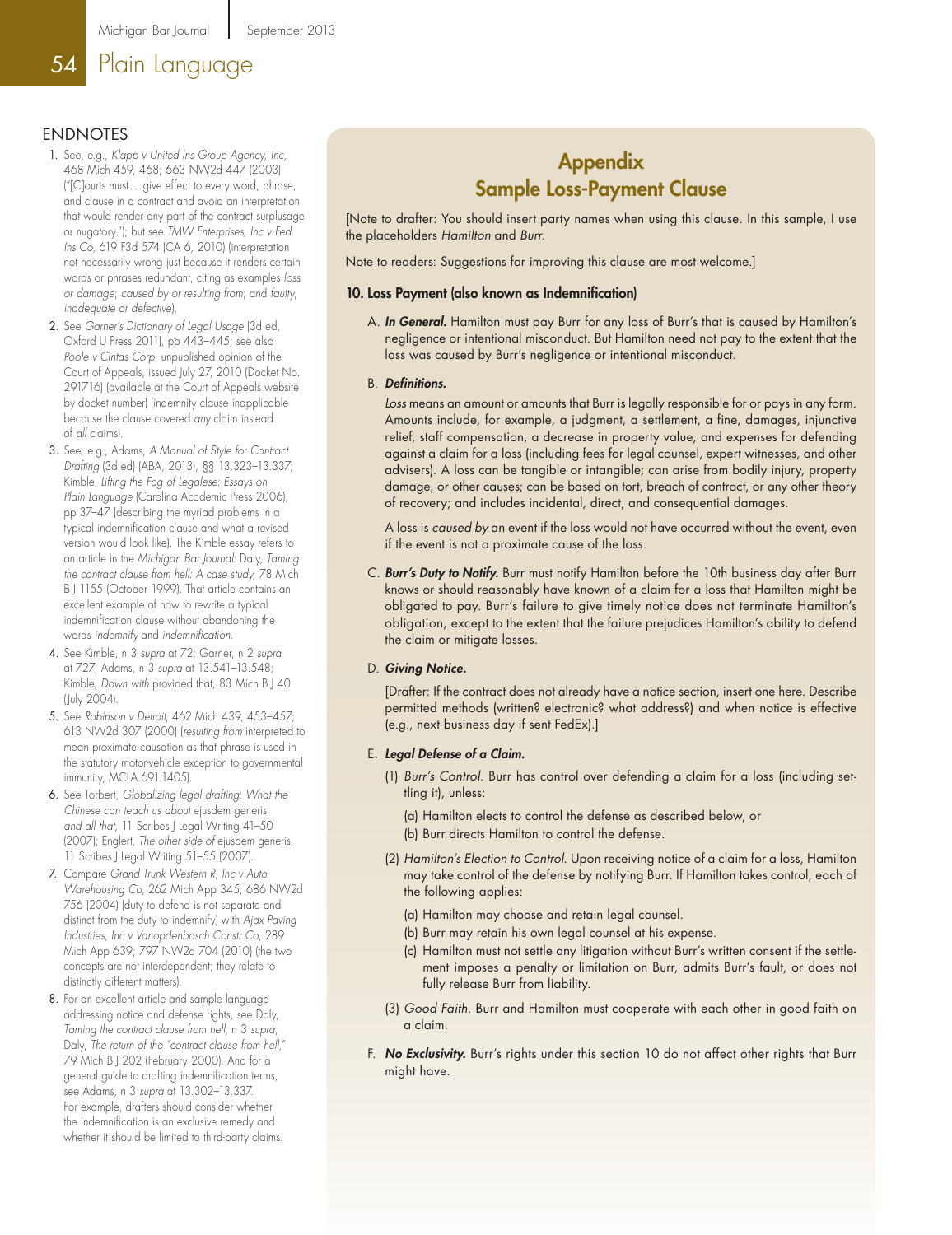## ENDNOTES

1. See, e.g., *Klapp v United Ins Group Agency, Inc*, 468 Mich 459, 468; 663 NW2d 447 (2003) ("[C]ourts must…give effect to every word, phrase, and clause in a contract and avoid an interpretation that would render any part of the contract surplusage or nugatory."); but see *TMW Enterprises, Inc v Fed Ins Co*, 619 F3d 574 (CA 6, 2010) (interpretation not necessarily wrong just because it renders certain words or phrases redundant, citing as examples *loss or damage*; *caused by or resulting from*; and *faulty, inadequate or defective*).
2. See *Garner's Dictionary of Legal Usage* (3d ed, Oxford U Press 2011), pp 443–445; see also *Poole v Cintas Corp*, unpublished opinion of the Court of Appeals, issued July 27, 2010 (Docket No. 291716) (available at the Court of Appeals website by docket number) (indemnity clause inapplicable because the clause covered *any* claim instead of *all* claims).
3. See, e.g., Adams, *A Manual of Style for Contract Drafting* (3d ed) (ABA, 2013), §§ 13.323–13.337; Kimble, *Lifting the Fog of Legalese: Essays on Plain Language* (Carolina Academic Press 2006), pp 37–47 (describing the myriad problems in a typical indemnification clause and what a revised version would look like). The Kimble essay refers to an article in the *Michigan Bar Journal*: Daly, *Taming the contract clause from hell: A case study*, 78 Mich B J 1155 (October 1999). That article contains an excellent example of how to rewrite a typical indemnification clause without abandoning the words *indemnify* and *indemnification*.
4. See Kimble, n 3 *supra* at 72; Garner, n 2 *supra* at 727; Adams, n 3 *supra* at 13.541–13.548; Kimble, *Down with* provided that, 83 Mich B J 40 (July 2004).
5. See *Robinson v Detroit*, 462 Mich 439, 453–457; 613 NW2d 307 (2000) (*resulting from* interpreted to mean proximate causation as that phrase is used in the statutory motor-vehicle exception to governmental immunity, MCLA 691.1405).
6. See Torbert, *Globalizing legal drafting: What the Chinese can teach us about* ejusdem generis *and all that*, 11 Scribes J Legal Writing 41–50 (2007); Englert, *The other side of* ejusdem generis, 11 Scribes J Legal Writing 51–55 (2007).
7. Compare *Grand Trunk Western R, Inc v Auto Warehousing Co*, 262 Mich App 345; 686 NW2d 756 (2004) (duty to defend is not separate and distinct from the duty to indemnify) with *Ajax Paving Industries, Inc v Vanopdenbosch Constr Co*, 289 Mich App 639; 797 NW2d 704 (2010) (the two concepts are not interdependent; they relate to distinctly different matters).
8. For an excellent article and sample language addressing notice and defense rights, see Daly, *Taming the contract clause from hell*, n 3 *supra*; Daly, *The return of the "contract clause from hell,"* 79 Mich B J 202 (February 2000). And for a general guide to drafting indemnification terms, see Adams, n 3 *supra* at 13.302–13.337. For example, drafters should consider whether the indemnification is an exclusive remedy and whether it should be limited to third-party claims.

## Appendix
## Sample Loss-Payment Clause

[Note to drafter: You should insert party names when using this clause. In this sample, I use the placeholders *Hamilton* and *Burr*.

Note to readers: Suggestions for improving this clause are most welcome.]

### 10. Loss Payment (also known as Indemnification)

A. ***In General.*** Hamilton must pay Burr for any loss of Burr's that is caused by Hamilton's negligence or intentional misconduct. But Hamilton need not pay to the extent that the loss was caused by Burr's negligence or intentional misconduct.

B. ***Definitions.***

*Loss* means an amount or amounts that Burr is legally responsible for or pays in any form. Amounts include, for example, a judgment, a settlement, a fine, damages, injunctive relief, staff compensation, a decrease in property value, and expenses for defending against a claim for a loss (including fees for legal counsel, expert witnesses, and other advisers). A loss can be tangible or intangible; can arise from bodily injury, property damage, or other causes; can be based on tort, breach of contract, or any other theory of recovery; and includes incidental, direct, and consequential damages.

A loss is *caused by* an event if the loss would not have occurred without the event, even if the event is not a proximate cause of the loss.

C. ***Burr's Duty to Notify.*** Burr must notify Hamilton before the 10th business day after Burr knows or should reasonably have known of a claim for a loss that Hamilton might be obligated to pay. Burr's failure to give timely notice does not terminate Hamilton's obligation, except to the extent that the failure prejudices Hamilton's ability to defend the claim or mitigate losses.

D. ***Giving Notice.***

[Drafter: If the contract does not already have a notice section, insert one here. Describe permitted methods (written? electronic? what address?) and when notice is effective (e.g., next business day if sent FedEx).]

E. ***Legal Defense of a Claim.***

(1) *Burr's Control.* Burr has control over defending a claim for a loss (including settling it), unless:

(a) Hamilton elects to control the defense as described below, or
(b) Burr directs Hamilton to control the defense.

(2) *Hamilton's Election to Control.* Upon receiving notice of a claim for a loss, Hamilton may take control of the defense by notifying Burr. If Hamilton takes control, each of the following applies:

(a) Hamilton may choose and retain legal counsel.
(b) Burr may retain his own legal counsel at his expense.
(c) Hamilton must not settle any litigation without Burr's written consent if the settlement imposes a penalty or limitation on Burr, admits Burr's fault, or does not fully release Burr from liability.

(3) *Good Faith.* Burr and Hamilton must cooperate with each other in good faith on a claim.

F. ***No Exclusivity.*** Burr's rights under this section 10 do not affect other rights that Burr might have.